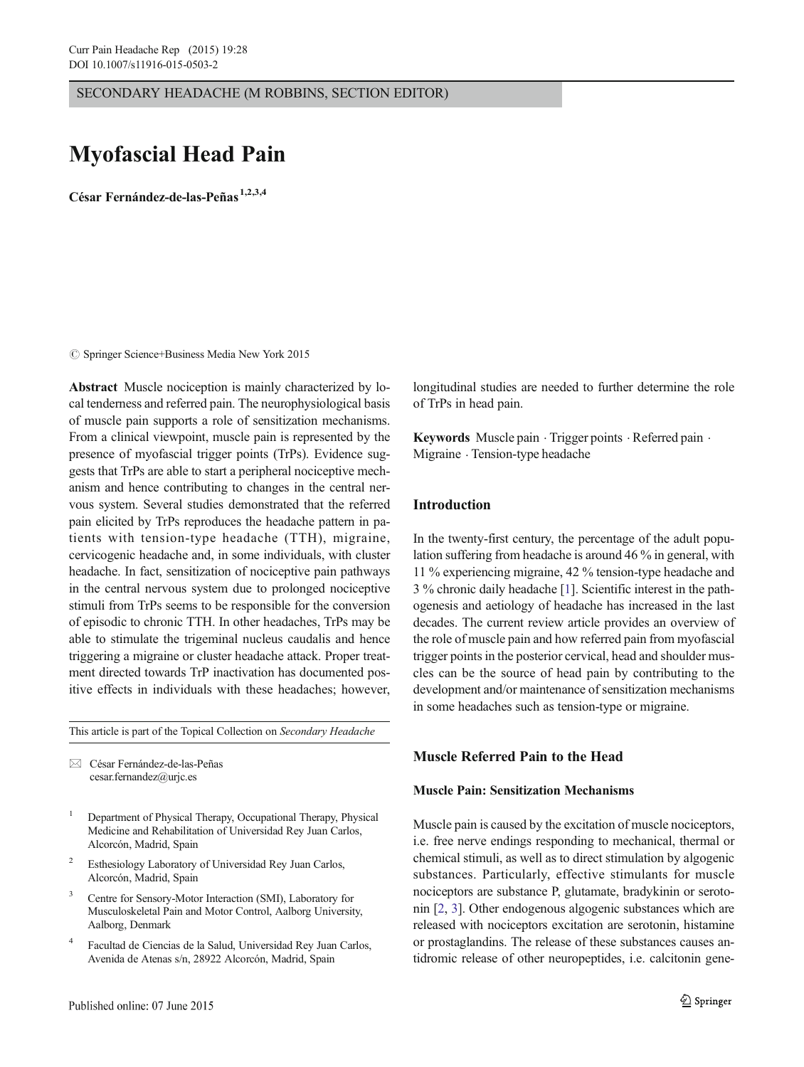SECONDARY HEADACHE (M ROBBINS, SECTION EDITOR)

# Myofascial Head Pain

**César Fernández-de-las-Peñas** [1,2,3,4]

© Springer Science+Business Media New York 2015

**Abstract** Muscle nociception is mainly characterized by local tenderness and referred pain. The neurophysiological basis of muscle pain supports a role of sensitization mechanisms. From a clinical viewpoint, muscle pain is represented by the presence of myofascial trigger points (TrPs). Evidence suggests that TrPs are able to start a peripheral nociceptive mechanism and hence contributing to changes in the central nervous system. Several studies demonstrated that the referred pain elicited by TrPs reproduces the headache pattern in patients with tension-type headache (TTH), migraine, cervicogenic headache and, in some individuals, with cluster headache. In fact, sensitization of nociceptive pain pathways in the central nervous system due to prolonged nociceptive stimuli from TrPs seems to be responsible for the conversion of episodic to chronic TTH. In other headaches, TrPs may be able to stimulate the trigeminal nucleus caudalis and hence triggering a migraine or cluster headache attack. Proper treatment directed towards TrP inactivation has documented positive effects in individuals with these headaches; however, longitudinal studies are needed to further determine the role of TrPs in head pain.

**Keywords** Muscle pain · Trigger points · Referred pain · Migraine · Tension-type headache

This article is part of the Topical Collection on *Secondary Headache*

✉ César Fernández-de-las-Peñas
cesar.fernandez@urjc.es

[1] Department of Physical Therapy, Occupational Therapy, Physical Medicine and Rehabilitation of Universidad Rey Juan Carlos, Alcorcón, Madrid, Spain

[2] Esthesiology Laboratory of Universidad Rey Juan Carlos, Alcorcón, Madrid, Spain

[3] Centre for Sensory-Motor Interaction (SMI), Laboratory for Musculoskeletal Pain and Motor Control, Aalborg University, Aalborg, Denmark

[4] Facultad de Ciencias de la Salud, Universidad Rey Juan Carlos, Avenida de Atenas s/n, 28922 Alcorcón, Madrid, Spain

## Introduction

In the twenty-first century, the percentage of the adult population suffering from headache is around 46 % in general, with 11 % experiencing migraine, 42 % tension-type headache and 3 % chronic daily headache [1]. Scientific interest in the pathogenesis and aetiology of headache has increased in the last decades. The current review article provides an overview of the role of muscle pain and how referred pain from myofascial trigger points in the posterior cervical, head and shoulder muscles can be the source of head pain by contributing to the development and/or maintenance of sensitization mechanisms in some headaches such as tension-type or migraine.

## Muscle Referred Pain to the Head

### Muscle Pain: Sensitization Mechanisms

Muscle pain is caused by the excitation of muscle nociceptors, i.e. free nerve endings responding to mechanical, thermal or chemical stimuli, as well as to direct stimulation by algogenic substances. Particularly, effective stimulants for muscle nociceptors are substance P, glutamate, bradykinin or serotonin [2, 3]. Other endogenous algogenic substances which are released with nociceptors excitation are serotonin, histamine or prostaglandins. The release of these substances causes antidromic release of other neuropeptides, i.e. calcitonin gene-

Published online: 07 June 2015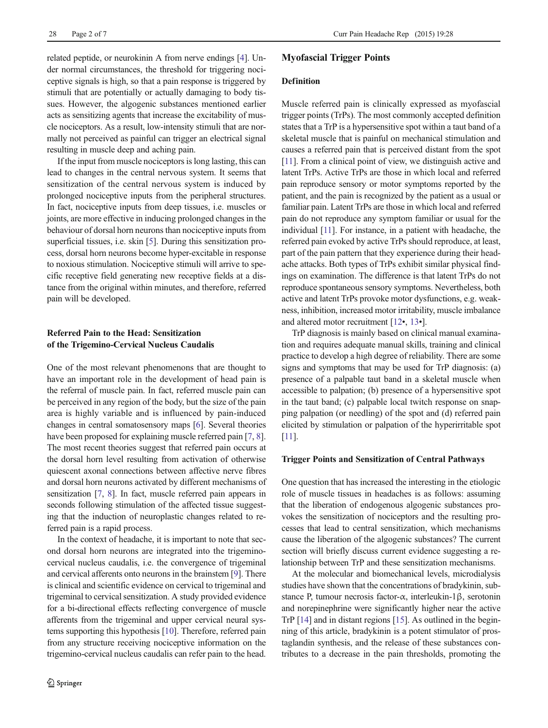related peptide, or neurokinin A from nerve endings [4]. Under normal circumstances, the threshold for triggering nociceptive signals is high, so that a pain response is triggered by stimuli that are potentially or actually damaging to body tissues. However, the algogenic substances mentioned earlier acts as sensitizing agents that increase the excitability of muscle nociceptors. As a result, low-intensity stimuli that are normally not perceived as painful can trigger an electrical signal resulting in muscle deep and aching pain.

If the input from muscle nociceptors is long lasting, this can lead to changes in the central nervous system. It seems that sensitization of the central nervous system is induced by prolonged nociceptive inputs from the peripheral structures. In fact, nociceptive inputs from deep tissues, i.e. muscles or joints, are more effective in inducing prolonged changes in the behaviour of dorsal horn neurons than nociceptive inputs from superficial tissues, i.e. skin [5]. During this sensitization process, dorsal horn neurons become hyper-excitable in response to noxious stimulation. Nociceptive stimuli will arrive to specific receptive field generating new receptive fields at a distance from the original within minutes, and therefore, referred pain will be developed.

## Referred Pain to the Head: Sensitization of the Trigemino-Cervical Nucleus Caudalis

One of the most relevant phenomenons that are thought to have an important role in the development of head pain is the referral of muscle pain. In fact, referred muscle pain can be perceived in any region of the body, but the size of the pain area is highly variable and is influenced by pain-induced changes in central somatosensory maps [6]. Several theories have been proposed for explaining muscle referred pain [7, 8]. The most recent theories suggest that referred pain occurs at the dorsal horn level resulting from activation of otherwise quiescent axonal connections between affective nerve fibres and dorsal horn neurons activated by different mechanisms of sensitization [7, 8]. In fact, muscle referred pain appears in seconds following stimulation of the affected tissue suggesting that the induction of neuroplastic changes related to referred pain is a rapid process.

In the context of headache, it is important to note that second dorsal horn neurons are integrated into the trigemino-cervical nucleus caudalis, i.e. the convergence of trigeminal and cervical afferents onto neurons in the brainstem [9]. There is clinical and scientific evidence on cervical to trigeminal and trigeminal to cervical sensitization. A study provided evidence for a bi-directional effects reflecting convergence of muscle afferents from the trigeminal and upper cervical neural systems supporting this hypothesis [10]. Therefore, referred pain from any structure receiving nociceptive information on the trigemino-cervical nucleus caudalis can refer pain to the head.

## Myofascial Trigger Points

### Definition

Muscle referred pain is clinically expressed as myofascial trigger points (TrPs). The most commonly accepted definition states that a TrP is a hypersensitive spot within a taut band of a skeletal muscle that is painful on mechanical stimulation and causes a referred pain that is perceived distant from the spot [11]. From a clinical point of view, we distinguish active and latent TrPs. Active TrPs are those in which local and referred pain reproduce sensory or motor symptoms reported by the patient, and the pain is recognized by the patient as a usual or familiar pain. Latent TrPs are those in which local and referred pain do not reproduce any symptom familiar or usual for the individual [11]. For instance, in a patient with headache, the referred pain evoked by active TrPs should reproduce, at least, part of the pain pattern that they experience during their headache attacks. Both types of TrPs exhibit similar physical findings on examination. The difference is that latent TrPs do not reproduce spontaneous sensory symptoms. Nevertheless, both active and latent TrPs provoke motor dysfunctions, e.g. weakness, inhibition, increased motor irritability, muscle imbalance and altered motor recruitment [12•, 13•].

TrP diagnosis is mainly based on clinical manual examination and requires adequate manual skills, training and clinical practice to develop a high degree of reliability. There are some signs and symptoms that may be used for TrP diagnosis: (a) presence of a palpable taut band in a skeletal muscle when accessible to palpation; (b) presence of a hypersensitive spot in the taut band; (c) palpable local twitch response on snapping palpation (or needling) of the spot and (d) referred pain elicited by stimulation or palpation of the hyperirritable spot [11].

### Trigger Points and Sensitization of Central Pathways

One question that has increased the interesting in the etiologic role of muscle tissues in headaches is as follows: assuming that the liberation of endogenous algogenic substances provokes the sensitization of nociceptors and the resulting processes that lead to central sensitization, which mechanisms cause the liberation of the algogenic substances? The current section will briefly discuss current evidence suggesting a relationship between TrP and these sensitization mechanisms.

At the molecular and biomechanical levels, microdialysis studies have shown that the concentrations of bradykinin, substance P, tumour necrosis factor-α, interleukin-1β, serotonin and norepinephrine were significantly higher near the active TrP [14] and in distant regions [15]. As outlined in the beginning of this article, bradykinin is a potent stimulator of prostaglandin synthesis, and the release of these substances contributes to a decrease in the pain thresholds, promoting the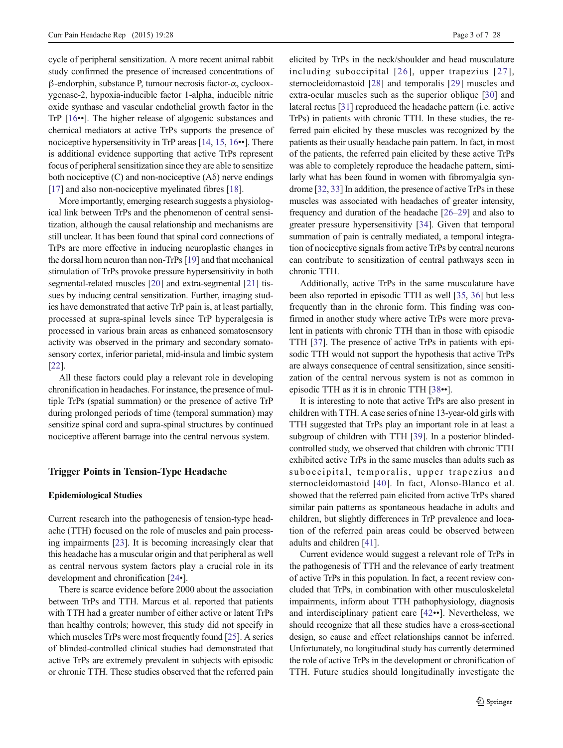cycle of peripheral sensitization. A more recent animal rabbit study confirmed the presence of increased concentrations of β-endorphin, substance P, tumour necrosis factor-α, cyclooxygenase-2, hypoxia-inducible factor 1-alpha, inducible nitric oxide synthase and vascular endothelial growth factor in the TrP [16••]. The higher release of algogenic substances and chemical mediators at active TrPs supports the presence of nociceptive hypersensitivity in TrP areas [14, 15, 16••]. There is additional evidence supporting that active TrPs represent focus of peripheral sensitization since they are able to sensitize both nociceptive (C) and non-nociceptive (Aδ) nerve endings [17] and also non-nociceptive myelinated fibres [18].

More importantly, emerging research suggests a physiological link between TrPs and the phenomenon of central sensitization, although the causal relationship and mechanisms are still unclear. It has been found that spinal cord connections of TrPs are more effective in inducing neuroplastic changes in the dorsal horn neuron than non-TrPs [19] and that mechanical stimulation of TrPs provoke pressure hypersensitivity in both segmental-related muscles [20] and extra-segmental [21] tissues by inducing central sensitization. Further, imaging studies have demonstrated that active TrP pain is, at least partially, processed at supra-spinal levels since TrP hyperalgesia is processed in various brain areas as enhanced somatosensory activity was observed in the primary and secondary somatosensory cortex, inferior parietal, mid-insula and limbic system [22].

All these factors could play a relevant role in developing chronification in headaches. For instance, the presence of multiple TrPs (spatial summation) or the presence of active TrP during prolonged periods of time (temporal summation) may sensitize spinal cord and supra-spinal structures by continued nociceptive afferent barrage into the central nervous system.

## Trigger Points in Tension-Type Headache

### Epidemiological Studies

Current research into the pathogenesis of tension-type headache (TTH) focused on the role of muscles and pain processing impairments [23]. It is becoming increasingly clear that this headache has a muscular origin and that peripheral as well as central nervous system factors play a crucial role in its development and chronification [24•].

There is scarce evidence before 2000 about the association between TrPs and TTH. Marcus et al. reported that patients with TTH had a greater number of either active or latent TrPs than healthy controls; however, this study did not specify in which muscles TrPs were most frequently found [25]. A series of blinded-controlled clinical studies had demonstrated that active TrPs are extremely prevalent in subjects with episodic or chronic TTH. These studies observed that the referred pain elicited by TrPs in the neck/shoulder and head musculature including suboccipital [26], upper trapezius [27], sternocleidomastoid [28] and temporalis [29] muscles and extra-ocular muscles such as the superior oblique [30] and lateral rectus [31] reproduced the headache pattern (i.e. active TrPs) in patients with chronic TTH. In these studies, the referred pain elicited by these muscles was recognized by the patients as their usually headache pain pattern. In fact, in most of the patients, the referred pain elicited by these active TrPs was able to completely reproduce the headache pattern, similarly what has been found in women with fibromyalgia syndrome [32, 33] In addition, the presence of active TrPs in these muscles was associated with headaches of greater intensity, frequency and duration of the headache [26–29] and also to greater pressure hypersensitivity [34]. Given that temporal summation of pain is centrally mediated, a temporal integration of nociceptive signals from active TrPs by central neurons can contribute to sensitization of central pathways seen in chronic TTH.

Additionally, active TrPs in the same musculature have been also reported in episodic TTH as well [35, 36] but less frequently than in the chronic form. This finding was confirmed in another study where active TrPs were more prevalent in patients with chronic TTH than in those with episodic TTH [37]. The presence of active TrPs in patients with episodic TTH would not support the hypothesis that active TrPs are always consequence of central sensitization, since sensitization of the central nervous system is not as common in episodic TTH as it is in chronic TTH [38••].

It is interesting to note that active TrPs are also present in children with TTH. A case series of nine 13-year-old girls with TTH suggested that TrPs play an important role in at least a subgroup of children with TTH [39]. In a posterior blinded-controlled study, we observed that children with chronic TTH exhibited active TrPs in the same muscles than adults such as suboccipital, temporalis, upper trapezius and sternocleidomastoid [40]. In fact, Alonso-Blanco et al. showed that the referred pain elicited from active TrPs shared similar pain patterns as spontaneous headache in adults and children, but slightly differences in TrP prevalence and location of the referred pain areas could be observed between adults and children [41].

Current evidence would suggest a relevant role of TrPs in the pathogenesis of TTH and the relevance of early treatment of active TrPs in this population. In fact, a recent review concluded that TrPs, in combination with other musculoskeletal impairments, inform about TTH pathophysiology, diagnosis and interdisciplinary patient care [42••]. Nevertheless, we should recognize that all these studies have a cross-sectional design, so cause and effect relationships cannot be inferred. Unfortunately, no longitudinal study has currently determined the role of active TrPs in the development or chronification of TTH. Future studies should longitudinally investigate the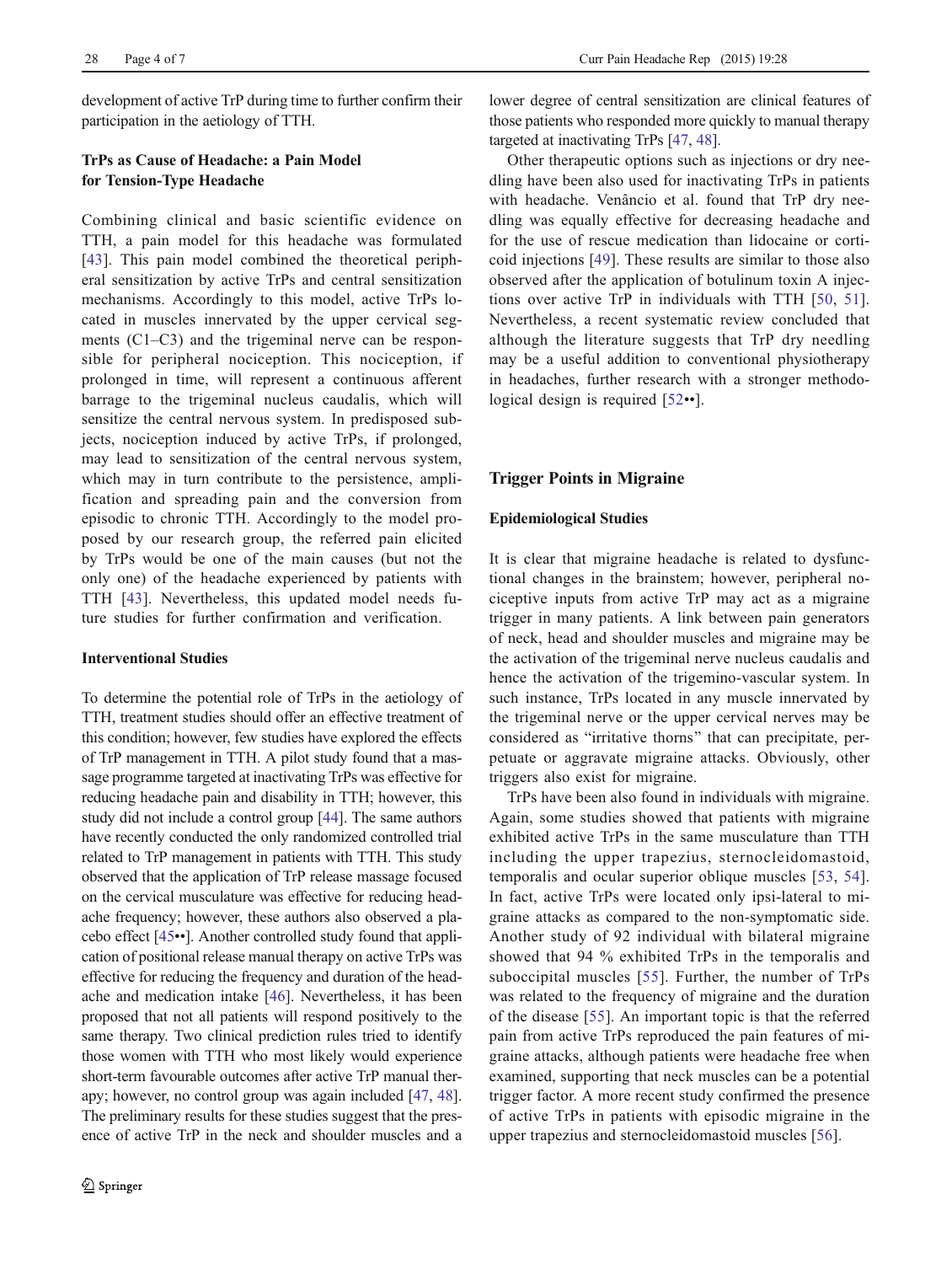development of active TrP during time to further confirm their participation in the aetiology of TTH.

### TrPs as Cause of Headache: a Pain Model for Tension-Type Headache

Combining clinical and basic scientific evidence on TTH, a pain model for this headache was formulated [43]. This pain model combined the theoretical peripheral sensitization by active TrPs and central sensitization mechanisms. Accordingly to this model, active TrPs located in muscles innervated by the upper cervical segments (C1–C3) and the trigeminal nerve can be responsible for peripheral nociception. This nociception, if prolonged in time, will represent a continuous afferent barrage to the trigeminal nucleus caudalis, which will sensitize the central nervous system. In predisposed subjects, nociception induced by active TrPs, if prolonged, may lead to sensitization of the central nervous system, which may in turn contribute to the persistence, amplification and spreading pain and the conversion from episodic to chronic TTH. Accordingly to the model proposed by our research group, the referred pain elicited by TrPs would be one of the main causes (but not the only one) of the headache experienced by patients with TTH [43]. Nevertheless, this updated model needs future studies for further confirmation and verification.

### Interventional Studies

To determine the potential role of TrPs in the aetiology of TTH, treatment studies should offer an effective treatment of this condition; however, few studies have explored the effects of TrP management in TTH. A pilot study found that a massage programme targeted at inactivating TrPs was effective for reducing headache pain and disability in TTH; however, this study did not include a control group [44]. The same authors have recently conducted the only randomized controlled trial related to TrP management in patients with TTH. This study observed that the application of TrP release massage focused on the cervical musculature was effective for reducing headache frequency; however, these authors also observed a placebo effect [45••]. Another controlled study found that application of positional release manual therapy on active TrPs was effective for reducing the frequency and duration of the headache and medication intake [46]. Nevertheless, it has been proposed that not all patients will respond positively to the same therapy. Two clinical prediction rules tried to identify those women with TTH who most likely would experience short-term favourable outcomes after active TrP manual therapy; however, no control group was again included [47, 48]. The preliminary results for these studies suggest that the presence of active TrP in the neck and shoulder muscles and a lower degree of central sensitization are clinical features of those patients who responded more quickly to manual therapy targeted at inactivating TrPs [47, 48].

Other therapeutic options such as injections or dry needling have been also used for inactivating TrPs in patients with headache. Venâncio et al. found that TrP dry needling was equally effective for decreasing headache and for the use of rescue medication than lidocaine or corticoid injections [49]. These results are similar to those also observed after the application of botulinum toxin A injections over active TrP in individuals with TTH [50, 51]. Nevertheless, a recent systematic review concluded that although the literature suggests that TrP dry needling may be a useful addition to conventional physiotherapy in headaches, further research with a stronger methodological design is required [52••].

## Trigger Points in Migraine

### Epidemiological Studies

It is clear that migraine headache is related to dysfunctional changes in the brainstem; however, peripheral nociceptive inputs from active TrP may act as a migraine trigger in many patients. A link between pain generators of neck, head and shoulder muscles and migraine may be the activation of the trigeminal nerve nucleus caudalis and hence the activation of the trigemino-vascular system. In such instance, TrPs located in any muscle innervated by the trigeminal nerve or the upper cervical nerves may be considered as "irritative thorns" that can precipitate, perpetuate or aggravate migraine attacks. Obviously, other triggers also exist for migraine.

TrPs have been also found in individuals with migraine. Again, some studies showed that patients with migraine exhibited active TrPs in the same musculature than TTH including the upper trapezius, sternocleidomastoid, temporalis and ocular superior oblique muscles [53, 54]. In fact, active TrPs were located only ipsi-lateral to migraine attacks as compared to the non-symptomatic side. Another study of 92 individual with bilateral migraine showed that 94 % exhibited TrPs in the temporalis and suboccipital muscles [55]. Further, the number of TrPs was related to the frequency of migraine and the duration of the disease [55]. An important topic is that the referred pain from active TrPs reproduced the pain features of migraine attacks, although patients were headache free when examined, supporting that neck muscles can be a potential trigger factor. A more recent study confirmed the presence of active TrPs in patients with episodic migraine in the upper trapezius and sternocleidomastoid muscles [56].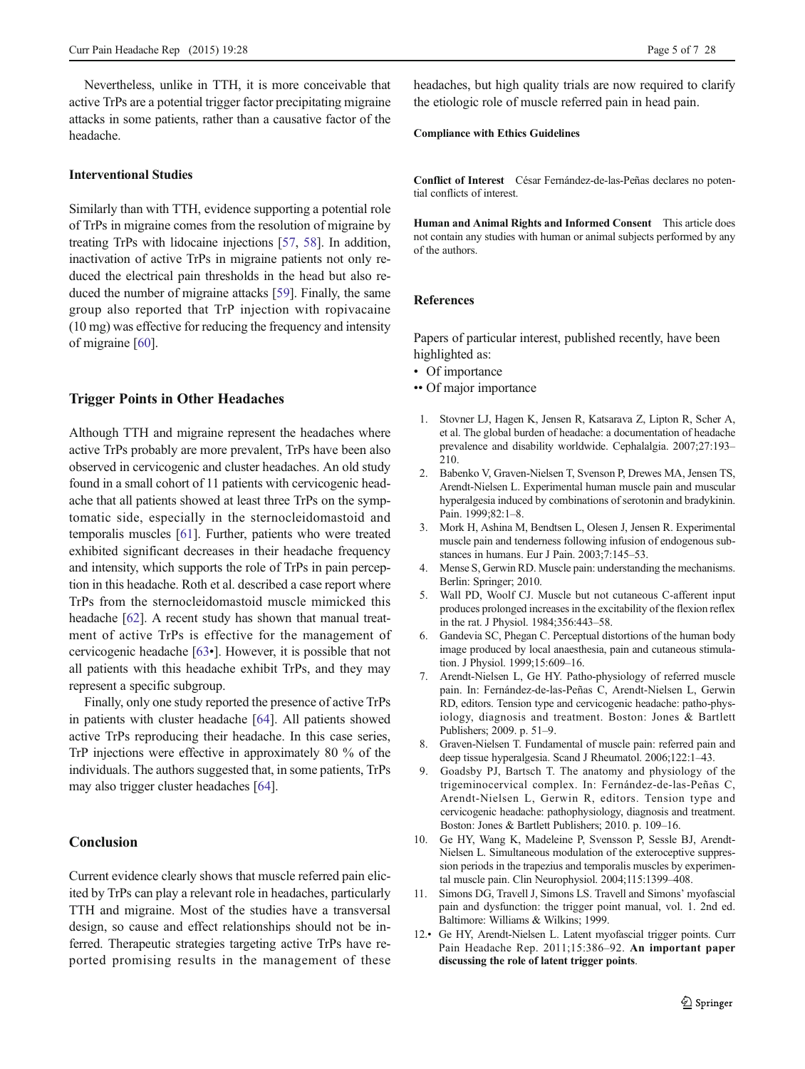Nevertheless, unlike in TTH, it is more conceivable that active TrPs are a potential trigger factor precipitating migraine attacks in some patients, rather than a causative factor of the headache.

### Interventional Studies

Similarly than with TTH, evidence supporting a potential role of TrPs in migraine comes from the resolution of migraine by treating TrPs with lidocaine injections [57, 58]. In addition, inactivation of active TrPs in migraine patients not only reduced the electrical pain thresholds in the head but also reduced the number of migraine attacks [59]. Finally, the same group also reported that TrP injection with ropivacaine (10 mg) was effective for reducing the frequency and intensity of migraine [60].

## Trigger Points in Other Headaches

Although TTH and migraine represent the headaches where active TrPs probably are more prevalent, TrPs have been also observed in cervicogenic and cluster headaches. An old study found in a small cohort of 11 patients with cervicogenic headache that all patients showed at least three TrPs on the symptomatic side, especially in the sternocleidomastoid and temporalis muscles [61]. Further, patients who were treated exhibited significant decreases in their headache frequency and intensity, which supports the role of TrPs in pain perception in this headache. Roth et al. described a case report where TrPs from the sternocleidomastoid muscle mimicked this headache [62]. A recent study has shown that manual treatment of active TrPs is effective for the management of cervicogenic headache [63•]. However, it is possible that not all patients with this headache exhibit TrPs, and they may represent a specific subgroup.

Finally, only one study reported the presence of active TrPs in patients with cluster headache [64]. All patients showed active TrPs reproducing their headache. In this case series, TrP injections were effective in approximately 80 % of the individuals. The authors suggested that, in some patients, TrPs may also trigger cluster headaches [64].

## Conclusion

Current evidence clearly shows that muscle referred pain elicited by TrPs can play a relevant role in headaches, particularly TTH and migraine. Most of the studies have a transversal design, so cause and effect relationships should not be inferred. Therapeutic strategies targeting active TrPs have reported promising results in the management of these headaches, but high quality trials are now required to clarify the etiologic role of muscle referred pain in head pain.

**Compliance with Ethics Guidelines**

**Conflict of Interest** César Fernández-de-las-Peñas declares no potential conflicts of interest.

**Human and Animal Rights and Informed Consent** This article does not contain any studies with human or animal subjects performed by any of the authors.

## References

Papers of particular interest, published recently, have been highlighted as:
- • Of importance
- •• Of major importance

1. Stovner LJ, Hagen K, Jensen R, Katsarava Z, Lipton R, Scher A, et al. The global burden of headache: a documentation of headache prevalence and disability worldwide. Cephalalgia. 2007;27:193–210.
2. Babenko V, Graven-Nielsen T, Svenson P, Drewes MA, Jensen TS, Arendt-Nielsen L. Experimental human muscle pain and muscular hyperalgesia induced by combinations of serotonin and bradykinin. Pain. 1999;82:1–8.
3. Mork H, Ashina M, Bendtsen L, Olesen J, Jensen R. Experimental muscle pain and tenderness following infusion of endogenous substances in humans. Eur J Pain. 2003;7:145–53.
4. Mense S, Gerwin RD. Muscle pain: understanding the mechanisms. Berlin: Springer; 2010.
5. Wall PD, Woolf CJ. Muscle but not cutaneous C-afferent input produces prolonged increases in the excitability of the flexion reflex in the rat. J Physiol. 1984;356:443–58.
6. Gandevia SC, Phegan C. Perceptual distortions of the human body image produced by local anaesthesia, pain and cutaneous stimulation. J Physiol. 1999;15:609–16.
7. Arendt-Nielsen L, Ge HY. Patho-physiology of referred muscle pain. In: Fernández-de-las-Peñas C, Arendt-Nielsen L, Gerwin RD, editors. Tension type and cervicogenic headache: patho-physiology, diagnosis and treatment. Boston: Jones & Bartlett Publishers; 2009. p. 51–9.
8. Graven-Nielsen T. Fundamental of muscle pain: referred pain and deep tissue hyperalgesia. Scand J Rheumatol. 2006;122:1–43.
9. Goadsby PJ, Bartsch T. The anatomy and physiology of the trigeminocervical complex. In: Fernández-de-las-Peñas C, Arendt-Nielsen L, Gerwin R, editors. Tension type and cervicogenic headache: pathophysiology, diagnosis and treatment. Boston: Jones & Bartlett Publishers; 2010. p. 109–16.
10. Ge HY, Wang K, Madeleine P, Svensson P, Sessle BJ, Arendt-Nielsen L. Simultaneous modulation of the exteroceptive suppression periods in the trapezius and temporalis muscles by experimental muscle pain. Clin Neurophysiol. 2004;115:1399–408.
11. Simons DG, Travell J, Simons LS. Travell and Simons' myofascial pain and dysfunction: the trigger point manual, vol. 1. 2nd ed. Baltimore: Williams & Wilkins; 1999.
12. • Ge HY, Arendt-Nielsen L. Latent myofascial trigger points. Curr Pain Headache Rep. 2011;15:386–92. **An important paper discussing the role of latent trigger points**.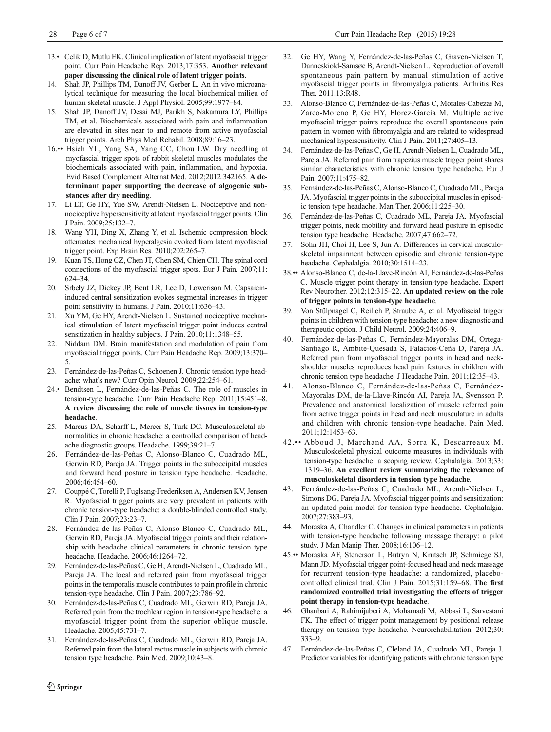13.• Celik D, Mutlu EK. Clinical implication of latent myofascial trigger point. Curr Pain Headache Rep. 2013;17:353. **Another relevant paper discussing the clinical role of latent trigger points**.

14. Shah JP, Phillips TM, Danoff JV, Gerber L. An in vivo microanalytical technique for measuring the local biochemical milieu of human skeletal muscle. J Appl Physiol. 2005;99:1977–84.

15. Shah JP, Danoff JV, Desai MJ, Parikh S, Nakamura LY, Phillips TM, et al. Biochemicals associated with pain and inflammation are elevated in sites near to and remote from active myofascial trigger points. Arch Phys Med Rehabil. 2008;89:16–23.

16.•• Hsieh YL, Yang SA, Yang CC, Chou LW. Dry needling at myofascial trigger spots of rabbit skeletal muscles modulates the biochemicals associated with pain, inflammation, and hypoxia. Evid Based Complement Alternat Med. 2012;2012:342165. **A determinant paper supporting the decrease of algogenic substances after dry needling**.

17. Li LT, Ge HY, Yue SW, Arendt-Nielsen L. Nociceptive and non-nociceptive hypersensitivity at latent myofascial trigger points. Clin J Pain. 2009;25:132–7.

18. Wang YH, Ding X, Zhang Y, et al. Ischemic compression block attenuates mechanical hyperalgesia evoked from latent myofascial trigger point. Exp Brain Res. 2010;202:265–7.

19. Kuan TS, Hong CZ, Chen JT, Chen SM, Chien CH. The spinal cord connections of the myofascial trigger spots. Eur J Pain. 2007;11:624–34.

20. Srbely JZ, Dickey JP, Bent LR, Lee D, Lowerison M. Capsaicin-induced central sensitization evokes segmental increases in trigger point sensitivity in humans. J Pain. 2010;11:636–43.

21. Xu YM, Ge HY, Arendt-Nielsen L. Sustained nociceptive mechanical stimulation of latent myofascial trigger point induces central sensitization in healthy subjects. J Pain. 2010;11:1348–55.

22. Niddam DM. Brain manifestation and modulation of pain from myofascial trigger points. Curr Pain Headache Rep. 2009;13:370–5.

23. Fernández-de-las-Peñas C, Schoenen J. Chronic tension type headache: what's new? Curr Opin Neurol. 2009;22:254–61.

24.• Bendtsen L, Fernández-de-las-Peñas C. The role of muscles in tension-type headache. Curr Pain Headache Rep. 2011;15:451–8. **A review discussing the role of muscle tissues in tension-type headache**.

25. Marcus DA, Scharff L, Mercer S, Turk DC. Musculoskeletal abnormalities in chronic headache: a controlled comparison of headache diagnostic groups. Headache. 1999;39:21–7.

26. Fernández-de-las-Peñas C, Alonso-Blanco C, Cuadrado ML, Gerwin RD, Pareja JA. Trigger points in the suboccipital muscles and forward head posture in tension type headache. Headache. 2006;46:454–60.

27. Couppé C, Torelli P, Fuglsang-Frederiksen A, Andersen KV, Jensen R. Myofascial trigger points are very prevalent in patients with chronic tension-type headache: a double-blinded controlled study. Clin J Pain. 2007;23:23–7.

28. Fernández-de-las-Peñas C, Alonso-Blanco C, Cuadrado ML, Gerwin RD, Pareja JA. Myofascial trigger points and their relationship with headache clinical parameters in chronic tension type headache. Headache. 2006;46:1264–72.

29. Fernández-de-las-Peñas C, Ge H, Arendt-Nielsen L, Cuadrado ML, Pareja JA. The local and referred pain from myofascial trigger points in the temporalis muscle contributes to pain profile in chronic tension-type headache. Clin J Pain. 2007;23:786–92.

30. Fernández-de-las-Peñas C, Cuadrado ML, Gerwin RD, Pareja JA. Referred pain from the trochlear region in tension-type headache: a myofascial trigger point from the superior oblique muscle. Headache. 2005;45:731–7.

31. Fernández-de-las-Peñas C, Cuadrado ML, Gerwin RD, Pareja JA. Referred pain from the lateral rectus muscle in subjects with chronic tension type headache. Pain Med. 2009;10:43–8.

32. Ge HY, Wang Y, Fernández-de-las-Peñas C, Graven-Nielsen T, Danneskiold-Samsøe B, Arendt-Nielsen L. Reproduction of overall spontaneous pain pattern by manual stimulation of active myofascial trigger points in fibromyalgia patients. Arthritis Res Ther. 2011;13:R48.

33. Alonso-Blanco C, Fernández-de-las-Peñas C, Morales-Cabezas M, Zarco-Moreno P, Ge HY, Florez-García M. Multiple active myofascial trigger points reproduce the overall spontaneous pain pattern in women with fibromyalgia and are related to widespread mechanical hypersensitivity. Clin J Pain. 2011;27:405–13.

34. Fernández-de-las-Peñas C, Ge H, Arendt-Nielsen L, Cuadrado ML, Pareja JA. Referred pain from trapezius muscle trigger point shares similar characteristics with chronic tension type headache. Eur J Pain. 2007;11:475–82.

35. Fernández-de-las-Peñas C, Alonso-Blanco C, Cuadrado ML, Pareja JA. Myofascial trigger points in the suboccipital muscles in episodic tension type headache. Man Ther. 2006;11:225–30.

36. Fernández-de-las-Peñas C, Cuadrado ML, Pareja JA. Myofascial trigger points, neck mobility and forward head posture in episodic tension type headache. Headache. 2007;47:662–72.

37. Sohn JH, Choi H, Lee S, Jun A. Differences in cervical musculoskeletal impairment between episodic and chronic tension-type headache. Cephalalgia. 2010;30:1514–23.

38.•• Alonso-Blanco C, de-la-Llave-Rincón AI, Fernández-de-las-Peñas C. Muscle trigger point therapy in tension-type headache. Expert Rev Neurother. 2012;12:315–22. **An updated review on the role of trigger points in tension-type headache**.

39. Von Stülpnagel C, Reilich P, Straube A, et al. Myofascial trigger points in children with tension-type headache: a new diagnostic and therapeutic option. J Child Neurol. 2009;24:406–9.

40. Fernández-de-las-Peñas C, Fernández-Mayoralas DM, Ortega-Santiago R, Ambite-Quesada S, Palacios-Ceña D, Pareja JA. Referred pain from myofascial trigger points in head and neck-shoulder muscles reproduces head pain features in children with chronic tension type headache. J Headache Pain. 2011;12:35–43.

41. Alonso-Blanco C, Fernández-de-las-Peñas C, Fernández-Mayoralas DM, de-la-Llave-Rincón AI, Pareja JA, Svensson P. Prevalence and anatomical localization of muscle referred pain from active trigger points in head and neck musculature in adults and children with chronic tension-type headache. Pain Med. 2011;12:1453–63.

42.•• Abboud J, Marchand AA, Sorra K, Descarreaux M. Musculoskeletal physical outcome measures in individuals with tension-type headache: a scoping review. Cephalalgia. 2013;33:1319–36. **An excellent review summarizing the relevance of musculoskeletal disorders in tension type headache**.

43. Fernández-de-las-Peñas C, Cuadrado ML, Arendt-Nielsen L, Simons DG, Pareja JA. Myofascial trigger points and sensitization: an updated pain model for tension-type headache. Cephalalgia. 2007;27:383–93.

44. Moraska A, Chandler C. Changes in clinical parameters in patients with tension-type headache following massage therapy: a pilot study. J Man Manip Ther. 2008;16:106–12.

45.•• Moraska AF, Stenerson L, Butryn N, Krutsch JP, Schmiege SJ, Mann JD. Myofascial trigger point-focused head and neck massage for recurrent tension-type headache: a randomized, placebo-controlled clinical trial. Clin J Pain. 2015;31:159–68. **The first randomized controlled trial investigating the effects of trigger point therapy in tension-type headache**.

46. Ghanbari A, Rahimijaberi A, Mohamadi M, Abbasi L, Sarvestani FK. The effect of trigger point management by positional release therapy on tension type headache. Neurorehabilitation. 2012;30:333–9.

47. Fernández-de-las-Peñas C, Cleland JA, Cuadrado ML, Pareja J. Predictor variables for identifying patients with chronic tension type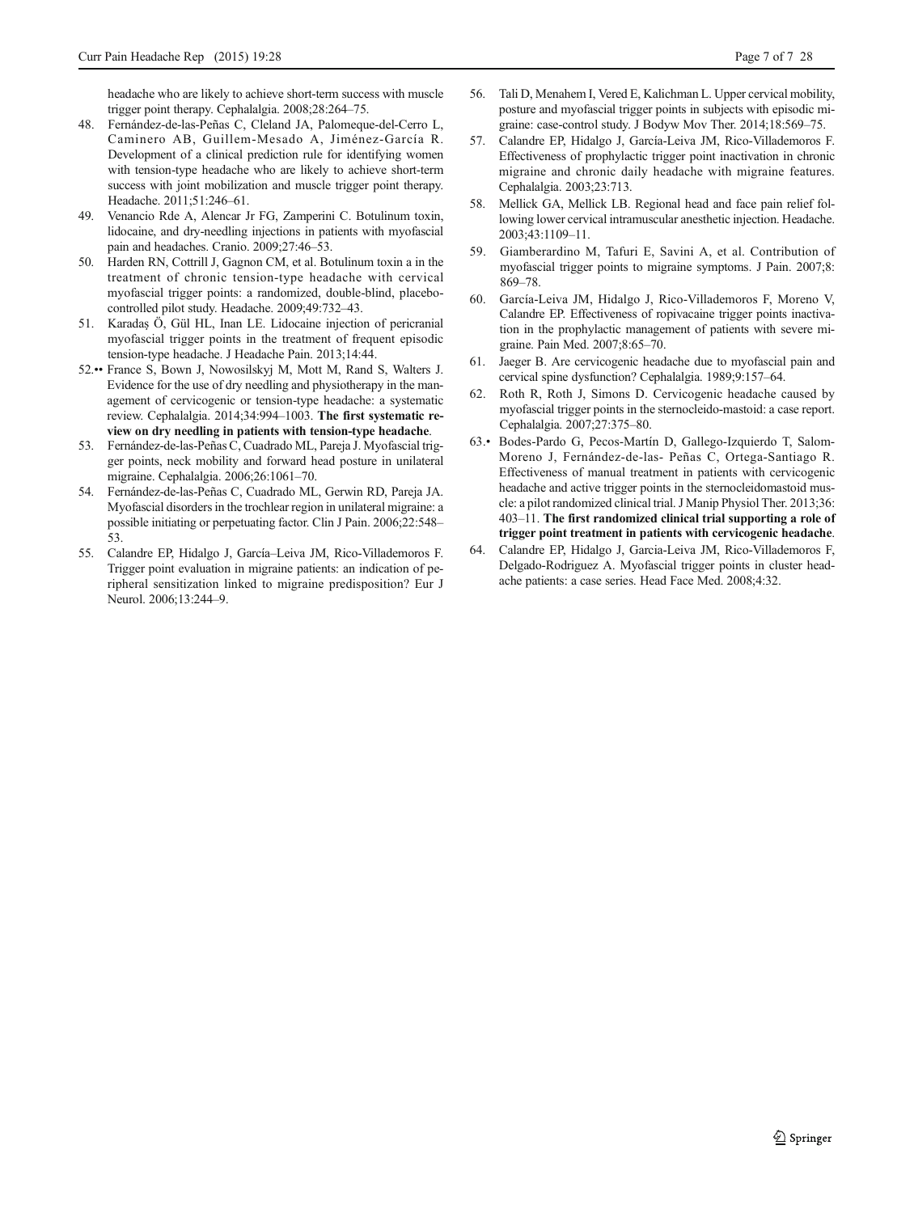headache who are likely to achieve short-term success with muscle trigger point therapy. Cephalalgia. 2008;28:264–75.

48. Fernández-de-las-Peñas C, Cleland JA, Palomeque-del-Cerro L, Caminero AB, Guillem-Mesado A, Jiménez-García R. Development of a clinical prediction rule for identifying women with tension-type headache who are likely to achieve short-term success with joint mobilization and muscle trigger point therapy. Headache. 2011;51:246–61.
49. Venancio Rde A, Alencar Jr FG, Zamperini C. Botulinum toxin, lidocaine, and dry-needling injections in patients with myofascial pain and headaches. Cranio. 2009;27:46–53.
50. Harden RN, Cottrill J, Gagnon CM, et al. Botulinum toxin a in the treatment of chronic tension-type headache with cervical myofascial trigger points: a randomized, double-blind, placebo-controlled pilot study. Headache. 2009;49:732–43.
51. Karadaş Ö, Gül HL, Inan LE. Lidocaine injection of pericranial myofascial trigger points in the treatment of frequent episodic tension-type headache. J Headache Pain. 2013;14:44.
52.•• France S, Bown J, Nowosilskyj M, Mott M, Rand S, Walters J. Evidence for the use of dry needling and physiotherapy in the management of cervicogenic or tension-type headache: a systematic review. Cephalalgia. 2014;34:994–1003. **The first systematic review on dry needling in patients with tension-type headache**.
53. Fernández-de-las-Peñas C, Cuadrado ML, Pareja J. Myofascial trigger points, neck mobility and forward head posture in unilateral migraine. Cephalalgia. 2006;26:1061–70.
54. Fernández-de-las-Peñas C, Cuadrado ML, Gerwin RD, Pareja JA. Myofascial disorders in the trochlear region in unilateral migraine: a possible initiating or perpetuating factor. Clin J Pain. 2006;22:548–53.
55. Calandre EP, Hidalgo J, García–Leiva JM, Rico-Villademoros F. Trigger point evaluation in migraine patients: an indication of peripheral sensitization linked to migraine predisposition? Eur J Neurol. 2006;13:244–9.
56. Tali D, Menahem I, Vered E, Kalichman L. Upper cervical mobility, posture and myofascial trigger points in subjects with episodic migraine: case-control study. J Bodyw Mov Ther. 2014;18:569–75.
57. Calandre EP, Hidalgo J, García-Leiva JM, Rico-Villademoros F. Effectiveness of prophylactic trigger point inactivation in chronic migraine and chronic daily headache with migraine features. Cephalalgia. 2003;23:713.
58. Mellick GA, Mellick LB. Regional head and face pain relief following lower cervical intramuscular anesthetic injection. Headache. 2003;43:1109–11.
59. Giamberardino M, Tafuri E, Savini A, et al. Contribution of myofascial trigger points to migraine symptoms. J Pain. 2007;8:869–78.
60. García-Leiva JM, Hidalgo J, Rico-Villademoros F, Moreno V, Calandre EP. Effectiveness of ropivacaine trigger points inactivation in the prophylactic management of patients with severe migraine. Pain Med. 2007;8:65–70.
61. Jaeger B. Are cervicogenic headache due to myofascial pain and cervical spine dysfunction? Cephalalgia. 1989;9:157–64.
62. Roth R, Roth J, Simons D. Cervicogenic headache caused by myofascial trigger points in the sternocleido-mastoid: a case report. Cephalalgia. 2007;27:375–80.
63.• Bodes-Pardo G, Pecos-Martín D, Gallego-Izquierdo T, Salom-Moreno J, Fernández-de-las- Peñas C, Ortega-Santiago R. Effectiveness of manual treatment in patients with cervicogenic headache and active trigger points in the sternocleidomastoid muscle: a pilot randomized clinical trial. J Manip Physiol Ther. 2013;36:403–11. **The first randomized clinical trial supporting a role of trigger point treatment in patients with cervicogenic headache**.
64. Calandre EP, Hidalgo J, Garcia-Leiva JM, Rico-Villademoros F, Delgado-Rodriguez A. Myofascial trigger points in cluster headache patients: a case series. Head Face Med. 2008;4:32.